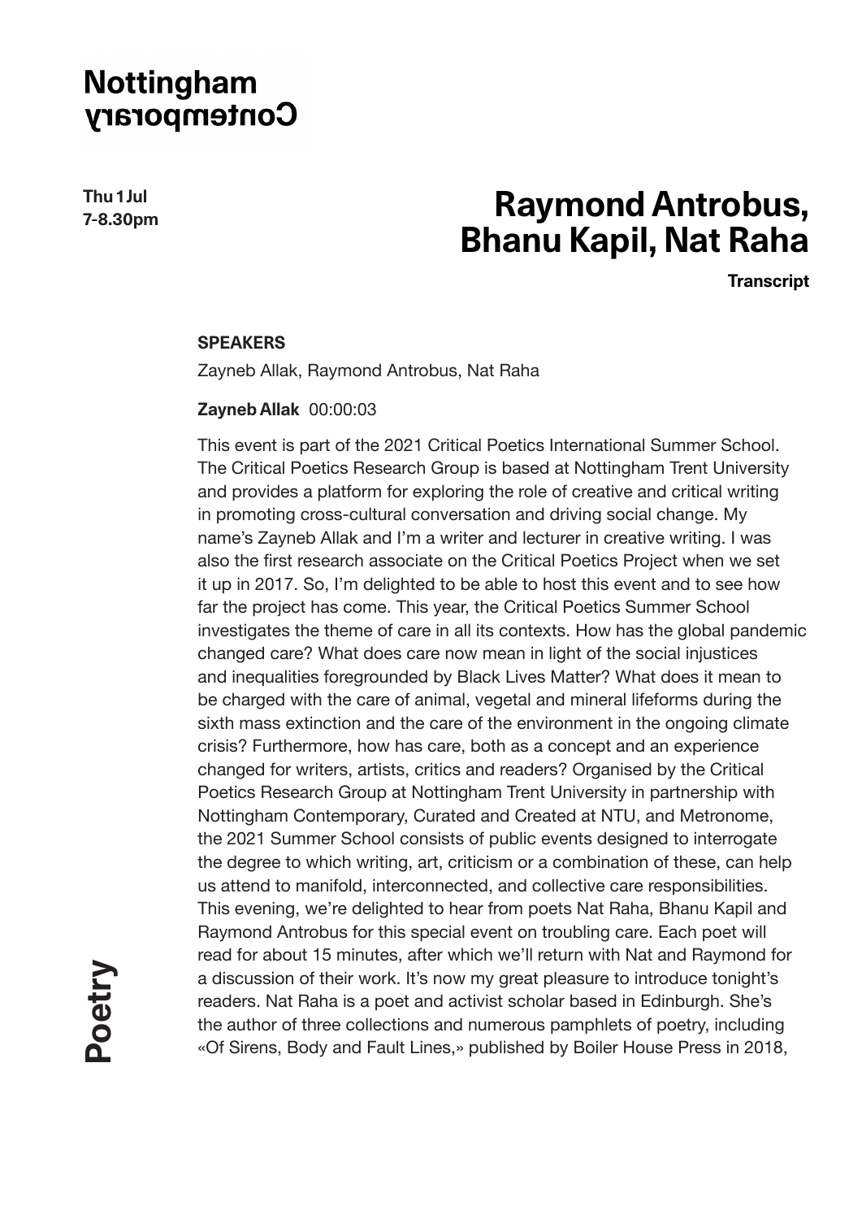# Nottingham Contemporary

**Thu 1 Jul**
**7-8.30pm**

# Raymond Antrobus, Bhanu Kapil, Nat Raha

**Transcript**

**SPEAKERS**

Zayneb Allak, Raymond Antrobus, Nat Raha

**Zayneb Allak** 00:00:03

This event is part of the 2021 Critical Poetics International Summer School. The Critical Poetics Research Group is based at Nottingham Trent University and provides a platform for exploring the role of creative and critical writing in promoting cross-cultural conversation and driving social change. My name's Zayneb Allak and I'm a writer and lecturer in creative writing. I was also the first research associate on the Critical Poetics Project when we set it up in 2017. So, I'm delighted to be able to host this event and to see how far the project has come. This year, the Critical Poetics Summer School investigates the theme of care in all its contexts. How has the global pandemic changed care? What does care now mean in light of the social injustices and inequalities foregrounded by Black Lives Matter? What does it mean to be charged with the care of animal, vegetal and mineral lifeforms during the sixth mass extinction and the care of the environment in the ongoing climate crisis? Furthermore, how has care, both as a concept and an experience changed for writers, artists, critics and readers? Organised by the Critical Poetics Research Group at Nottingham Trent University in partnership with Nottingham Contemporary, Curated and Created at NTU, and Metronome, the 2021 Summer School consists of public events designed to interrogate the degree to which writing, art, criticism or a combination of these, can help us attend to manifold, interconnected, and collective care responsibilities. This evening, we're delighted to hear from poets Nat Raha, Bhanu Kapil and Raymond Antrobus for this special event on troubling care. Each poet will read for about 15 minutes, after which we'll return with Nat and Raymond for a discussion of their work. It's now my great pleasure to introduce tonight's readers. Nat Raha is a poet and activist scholar based in Edinburgh. She's the author of three collections and numerous pamphlets of poetry, including «Of Sirens, Body and Fault Lines,» published by Boiler House Press in 2018,

Poetry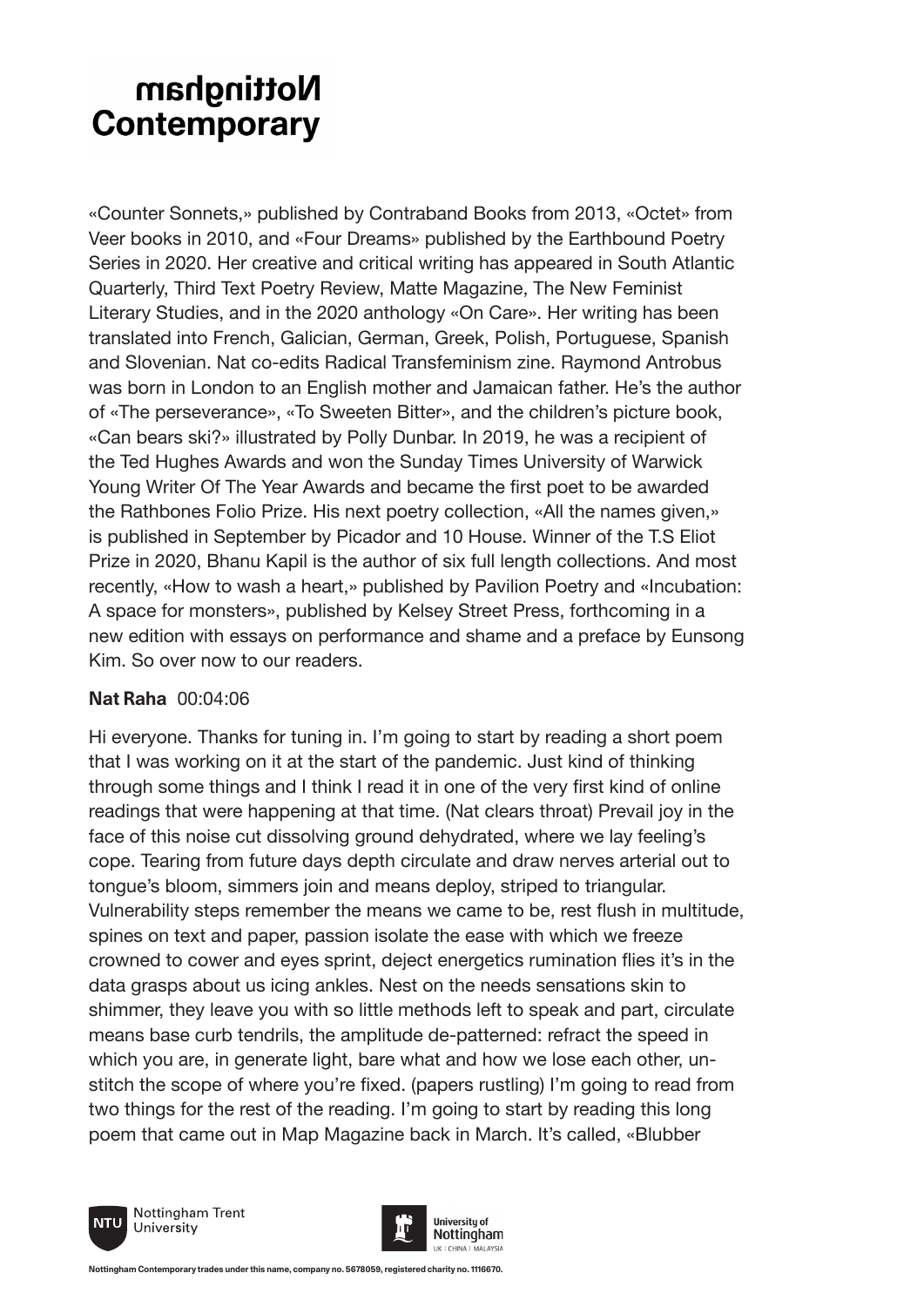«Counter Sonnets,» published by Contraband Books from 2013, «Octet» from Veer books in 2010, and «Four Dreams» published by the Earthbound Poetry Series in 2020. Her creative and critical writing has appeared in South Atlantic Quarterly, Third Text Poetry Review, Matte Magazine, The New Feminist Literary Studies, and in the 2020 anthology «On Care». Her writing has been translated into French, Galician, German, Greek, Polish, Portuguese, Spanish and Slovenian. Nat co-edits Radical Transfeminism zine. Raymond Antrobus was born in London to an English mother and Jamaican father. He's the author of «The perseverance», «To Sweeten Bitter», and the children's picture book, «Can bears ski?» illustrated by Polly Dunbar. In 2019, he was a recipient of the Ted Hughes Awards and won the Sunday Times University of Warwick Young Writer Of The Year Awards and became the first poet to be awarded the Rathbones Folio Prize. His next poetry collection, «All the names given,» is published in September by Picador and 10 House. Winner of the T.S Eliot Prize in 2020, Bhanu Kapil is the author of six full length collections. And most recently, «How to wash a heart,» published by Pavilion Poetry and «Incubation: A space for monsters», published by Kelsey Street Press, forthcoming in a new edition with essays on performance and shame and a preface by Eunsong Kim. So over now to our readers.

**Nat Raha** 00:04:06

Hi everyone. Thanks for tuning in. I'm going to start by reading a short poem that I was working on it at the start of the pandemic. Just kind of thinking through some things and I think I read it in one of the very first kind of online readings that were happening at that time. (Nat clears throat) Prevail joy in the face of this noise cut dissolving ground dehydrated, where we lay feeling's cope. Tearing from future days depth circulate and draw nerves arterial out to tongue's bloom, simmers join and means deploy, striped to triangular. Vulnerability steps remember the means we came to be, rest flush in multitude, spines on text and paper, passion isolate the ease with which we freeze crowned to cower and eyes sprint, deject energetics rumination flies it's in the data grasps about us icing ankles. Nest on the needs sensations skin to shimmer, they leave you with so little methods left to speak and part, circulate means base curb tendrils, the amplitude de-patterned: refract the speed in which you are, in generate light, bare what and how we lose each other, un-stitch the scope of where you're fixed. (papers rustling) I'm going to read from two things for the rest of the reading. I'm going to start by reading this long poem that came out in Map Magazine back in March. It's called, «Blubber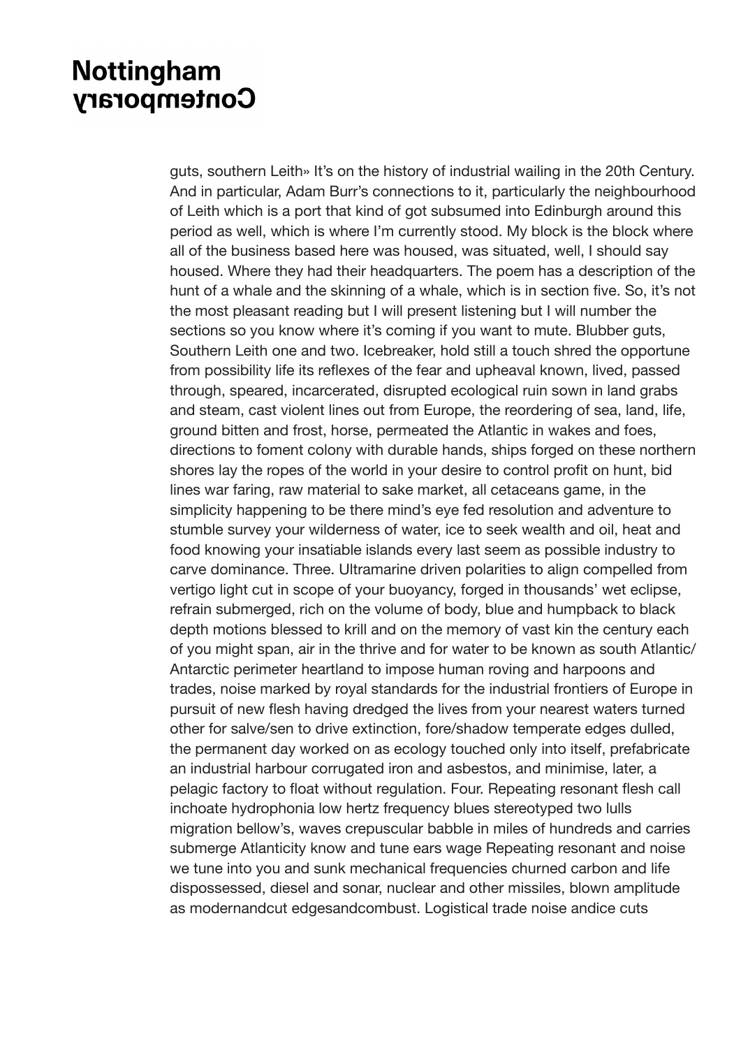guts, southern Leith» It's on the history of industrial wailing in the 20th Century. And in particular, Adam Burr's connections to it, particularly the neighbourhood of Leith which is a port that kind of got subsumed into Edinburgh around this period as well, which is where I'm currently stood. My block is the block where all of the business based here was housed, was situated, well, I should say housed. Where they had their headquarters. The poem has a description of the hunt of a whale and the skinning of a whale, which is in section five. So, it's not the most pleasant reading but I will present listening but I will number the sections so you know where it's coming if you want to mute. Blubber guts, Southern Leith one and two. Icebreaker, hold still a touch shred the opportune from possibility life its reflexes of the fear and upheaval known, lived, passed through, speared, incarcerated, disrupted ecological ruin sown in land grabs and steam, cast violent lines out from Europe, the reordering of sea, land, life, ground bitten and frost, horse, permeated the Atlantic in wakes and foes, directions to foment colony with durable hands, ships forged on these northern shores lay the ropes of the world in your desire to control profit on hunt, bid lines war faring, raw material to sake market, all cetaceans game, in the simplicity happening to be there mind's eye fed resolution and adventure to stumble survey your wilderness of water, ice to seek wealth and oil, heat and food knowing your insatiable islands every last seem as possible industry to carve dominance. Three. Ultramarine driven polarities to align compelled from vertigo light cut in scope of your buoyancy, forged in thousands' wet eclipse, refrain submerged, rich on the volume of body, blue and humpback to black depth motions blessed to krill and on the memory of vast kin the century each of you might span, air in the thrive and for water to be known as south Atlantic/Antarctic perimeter heartland to impose human roving and harpoons and trades, noise marked by royal standards for the industrial frontiers of Europe in pursuit of new flesh having dredged the lives from your nearest waters turned other for salve/sen to drive extinction, fore/shadow temperate edges dulled, the permanent day worked on as ecology touched only into itself, prefabricate an industrial harbour corrugated iron and asbestos, and minimise, later, a pelagic factory to float without regulation. Four. Repeating resonant flesh call inchoate hydrophonia low hertz frequency blues stereotyped two lulls migration bellow's, waves crepuscular babble in miles of hundreds and carries submerge Atlanticity know and tune ears wage Repeating resonant and noise we tune into you and sunk mechanical frequencies churned carbon and life dispossessed, diesel and sonar, nuclear and other missiles, blown amplitude as modernandcut edgesandcombust. Logistical trade noise andice cuts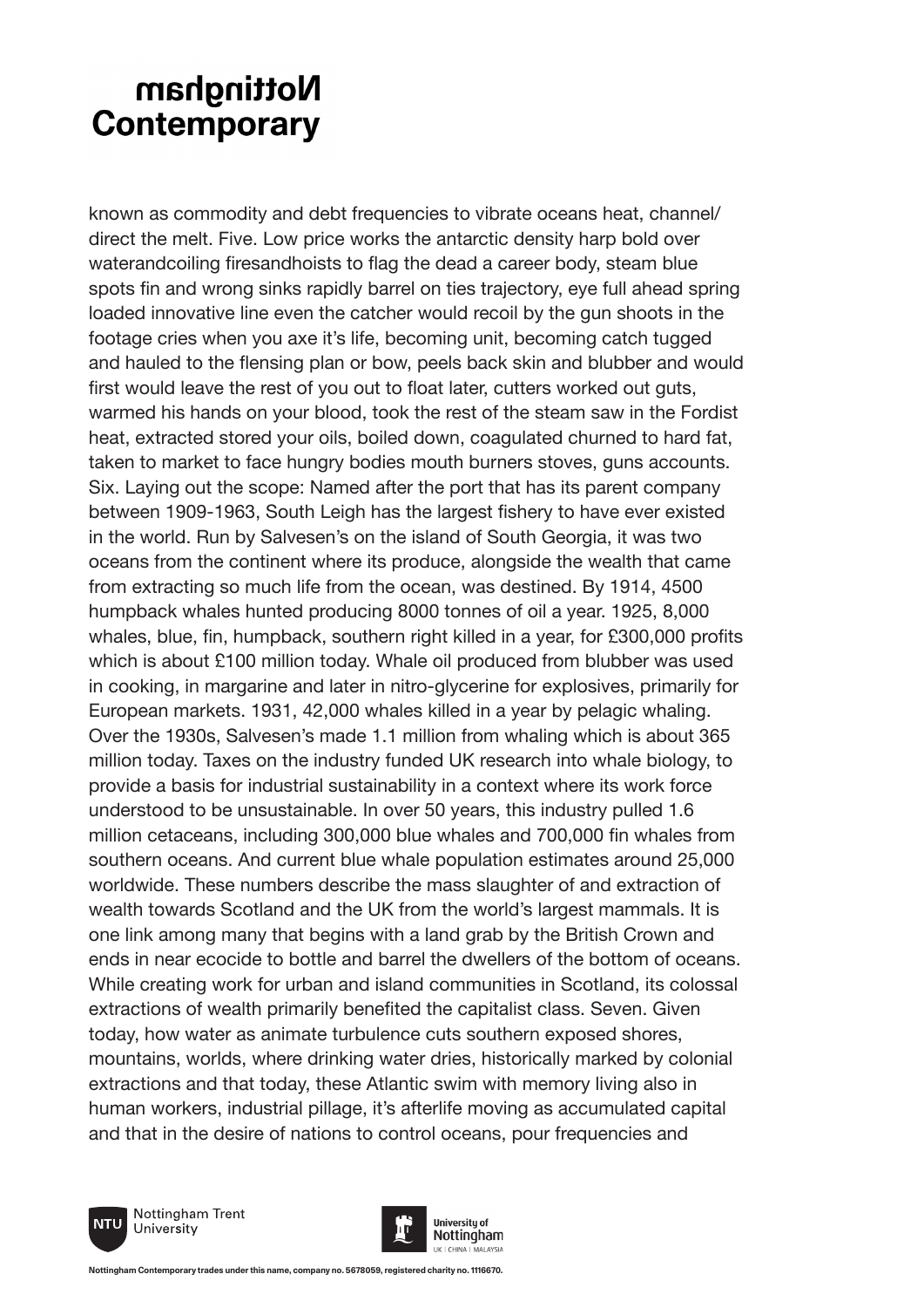known as commodity and debt frequencies to vibrate oceans heat, channel/ direct the melt. Five. Low price works the antarctic density harp bold over waterandcoiling firesandhoists to flag the dead a career body, steam blue spots fin and wrong sinks rapidly barrel on ties trajectory, eye full ahead spring loaded innovative line even the catcher would recoil by the gun shoots in the footage cries when you axe it's life, becoming unit, becoming catch tugged and hauled to the flensing plan or bow, peels back skin and blubber and would first would leave the rest of you out to float later, cutters worked out guts, warmed his hands on your blood, took the rest of the steam saw in the Fordist heat, extracted stored your oils, boiled down, coagulated churned to hard fat, taken to market to face hungry bodies mouth burners stoves, guns accounts. Six. Laying out the scope: Named after the port that has its parent company between 1909-1963, South Leigh has the largest fishery to have ever existed in the world. Run by Salvesen's on the island of South Georgia, it was two oceans from the continent where its produce, alongside the wealth that came from extracting so much life from the ocean, was destined. By 1914, 4500 humpback whales hunted producing 8000 tonnes of oil a year. 1925, 8,000 whales, blue, fin, humpback, southern right killed in a year, for £300,000 profits which is about £100 million today. Whale oil produced from blubber was used in cooking, in margarine and later in nitro-glycerine for explosives, primarily for European markets. 1931, 42,000 whales killed in a year by pelagic whaling. Over the 1930s, Salvesen's made 1.1 million from whaling which is about 365 million today. Taxes on the industry funded UK research into whale biology, to provide a basis for industrial sustainability in a context where its work force understood to be unsustainable. In over 50 years, this industry pulled 1.6 million cetaceans, including 300,000 blue whales and 700,000 fin whales from southern oceans. And current blue whale population estimates around 25,000 worldwide. These numbers describe the mass slaughter of and extraction of wealth towards Scotland and the UK from the world's largest mammals. It is one link among many that begins with a land grab by the British Crown and ends in near ecocide to bottle and barrel the dwellers of the bottom of oceans. While creating work for urban and island communities in Scotland, its colossal extractions of wealth primarily benefited the capitalist class. Seven. Given today, how water as animate turbulence cuts southern exposed shores, mountains, worlds, where drinking water dries, historically marked by colonial extractions and that today, these Atlantic swim with memory living also in human workers, industrial pillage, it's afterlife moving as accumulated capital and that in the desire of nations to control oceans, pour frequencies and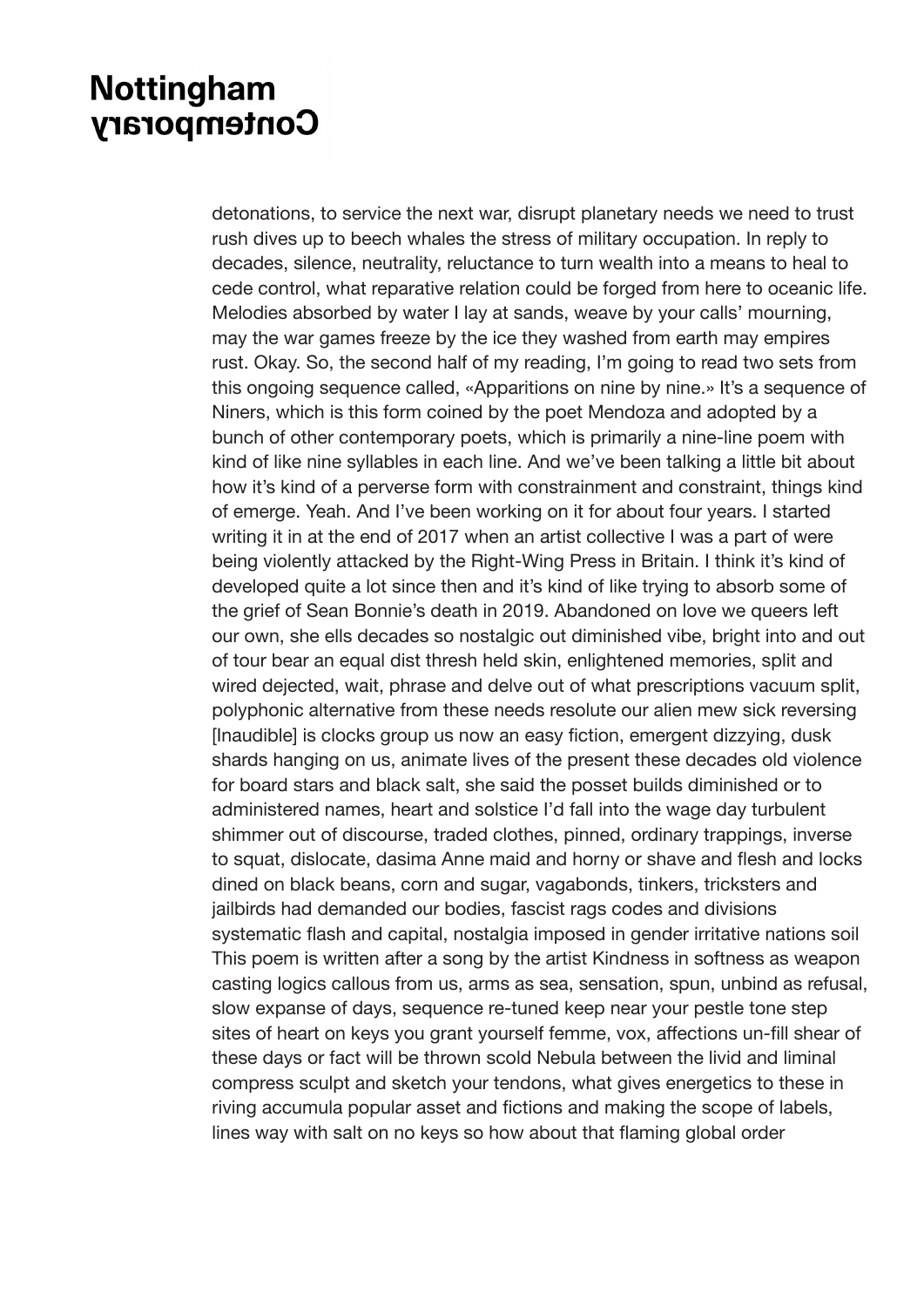detonations, to service the next war, disrupt planetary needs we need to trust rush dives up to beech whales the stress of military occupation. In reply to decades, silence, neutrality, reluctance to turn wealth into a means to heal to cede control, what reparative relation could be forged from here to oceanic life. Melodies absorbed by water I lay at sands, weave by your calls' mourning, may the war games freeze by the ice they washed from earth may empires rust. Okay. So, the second half of my reading, I'm going to read two sets from this ongoing sequence called, «Apparitions on nine by nine.» It's a sequence of Niners, which is this form coined by the poet Mendoza and adopted by a bunch of other contemporary poets, which is primarily a nine-line poem with kind of like nine syllables in each line. And we've been talking a little bit about how it's kind of a perverse form with constrainment and constraint, things kind of emerge. Yeah. And I've been working on it for about four years. I started writing it in at the end of 2017 when an artist collective I was a part of were being violently attacked by the Right-Wing Press in Britain. I think it's kind of developed quite a lot since then and it's kind of like trying to absorb some of the grief of Sean Bonnie's death in 2019. Abandoned on love we queers left our own, she ells decades so nostalgic out diminished vibe, bright into and out of tour bear an equal dist thresh held skin, enlightened memories, split and wired dejected, wait, phrase and delve out of what prescriptions vacuum split, polyphonic alternative from these needs resolute our alien mew sick reversing [Inaudible] is clocks group us now an easy fiction, emergent dizzying, dusk shards hanging on us, animate lives of the present these decades old violence for board stars and black salt, she said the posset builds diminished or to administered names, heart and solstice I'd fall into the wage day turbulent shimmer out of discourse, traded clothes, pinned, ordinary trappings, inverse to squat, dislocate, dasima Anne maid and horny or shave and flesh and locks dined on black beans, corn and sugar, vagabonds, tinkers, tricksters and jailbirds had demanded our bodies, fascist rags codes and divisions systematic flash and capital, nostalgia imposed in gender irritative nations soil This poem is written after a song by the artist Kindness in softness as weapon casting logics callous from us, arms as sea, sensation, spun, unbind as refusal, slow expanse of days, sequence re-tuned keep near your pestle tone step sites of heart on keys you grant yourself femme, vox, affections un-fill shear of these days or fact will be thrown scold Nebula between the livid and liminal compress sculpt and sketch your tendons, what gives energetics to these in riving accumula popular asset and fictions and making the scope of labels, lines way with salt on no keys so how about that flaming global order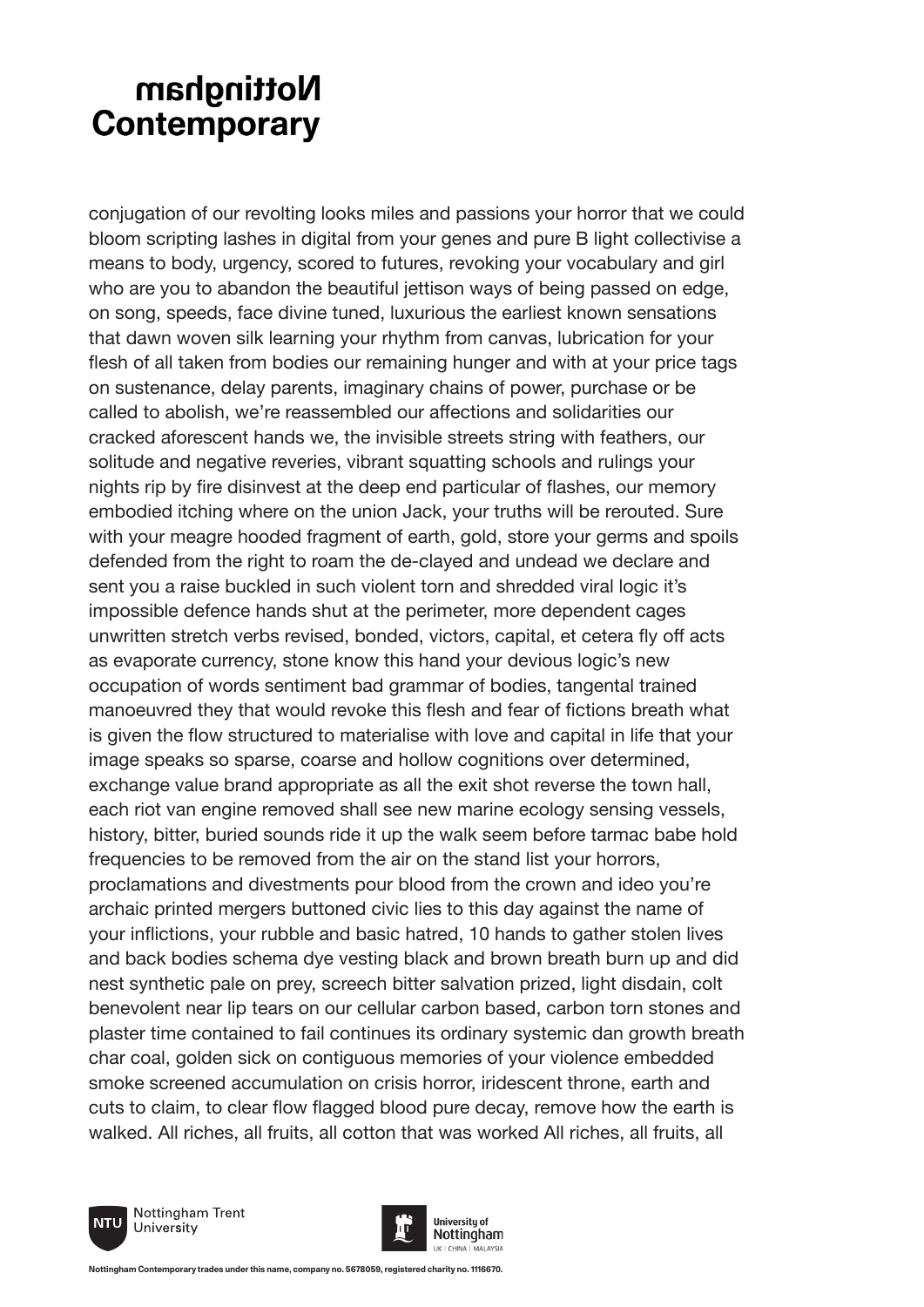conjugation of our revolting looks miles and passions your horror that we could bloom scripting lashes in digital from your genes and pure B light collectivise a means to body, urgency, scored to futures, revoking your vocabulary and girl who are you to abandon the beautiful jettison ways of being passed on edge, on song, speeds, face divine tuned, luxurious the earliest known sensations that dawn woven silk learning your rhythm from canvas, lubrication for your flesh of all taken from bodies our remaining hunger and with at your price tags on sustenance, delay parents, imaginary chains of power, purchase or be called to abolish, we're reassembled our affections and solidarities our cracked aforescent hands we, the invisible streets string with feathers, our solitude and negative reveries, vibrant squatting schools and rulings your nights rip by fire disinvest at the deep end particular of flashes, our memory embodied itching where on the union Jack, your truths will be rerouted. Sure with your meagre hooded fragment of earth, gold, store your germs and spoils defended from the right to roam the de-clayed and undead we declare and sent you a raise buckled in such violent torn and shredded viral logic it's impossible defence hands shut at the perimeter, more dependent cages unwritten stretch verbs revised, bonded, victors, capital, et cetera fly off acts as evaporate currency, stone know this hand your devious logic's new occupation of words sentiment bad grammar of bodies, tangental trained manoeuvred they that would revoke this flesh and fear of fictions breath what is given the flow structured to materialise with love and capital in life that your image speaks so sparse, coarse and hollow cognitions over determined, exchange value brand appropriate as all the exit shot reverse the town hall, each riot van engine removed shall see new marine ecology sensing vessels, history, bitter, buried sounds ride it up the walk seem before tarmac babe hold frequencies to be removed from the air on the stand list your horrors, proclamations and divestments pour blood from the crown and ideo you're archaic printed mergers buttoned civic lies to this day against the name of your inflictions, your rubble and basic hatred, 10 hands to gather stolen lives and back bodies schema dye vesting black and brown breath burn up and did nest synthetic pale on prey, screech bitter salvation prized, light disdain, colt benevolent near lip tears on our cellular carbon based, carbon torn stones and plaster time contained to fail continues its ordinary systemic dan growth breath char coal, golden sick on contiguous memories of your violence embedded smoke screened accumulation on crisis horror, iridescent throne, earth and cuts to claim, to clear flow flagged blood pure decay, remove how the earth is walked. All riches, all fruits, all cotton that was worked All riches, all fruits, all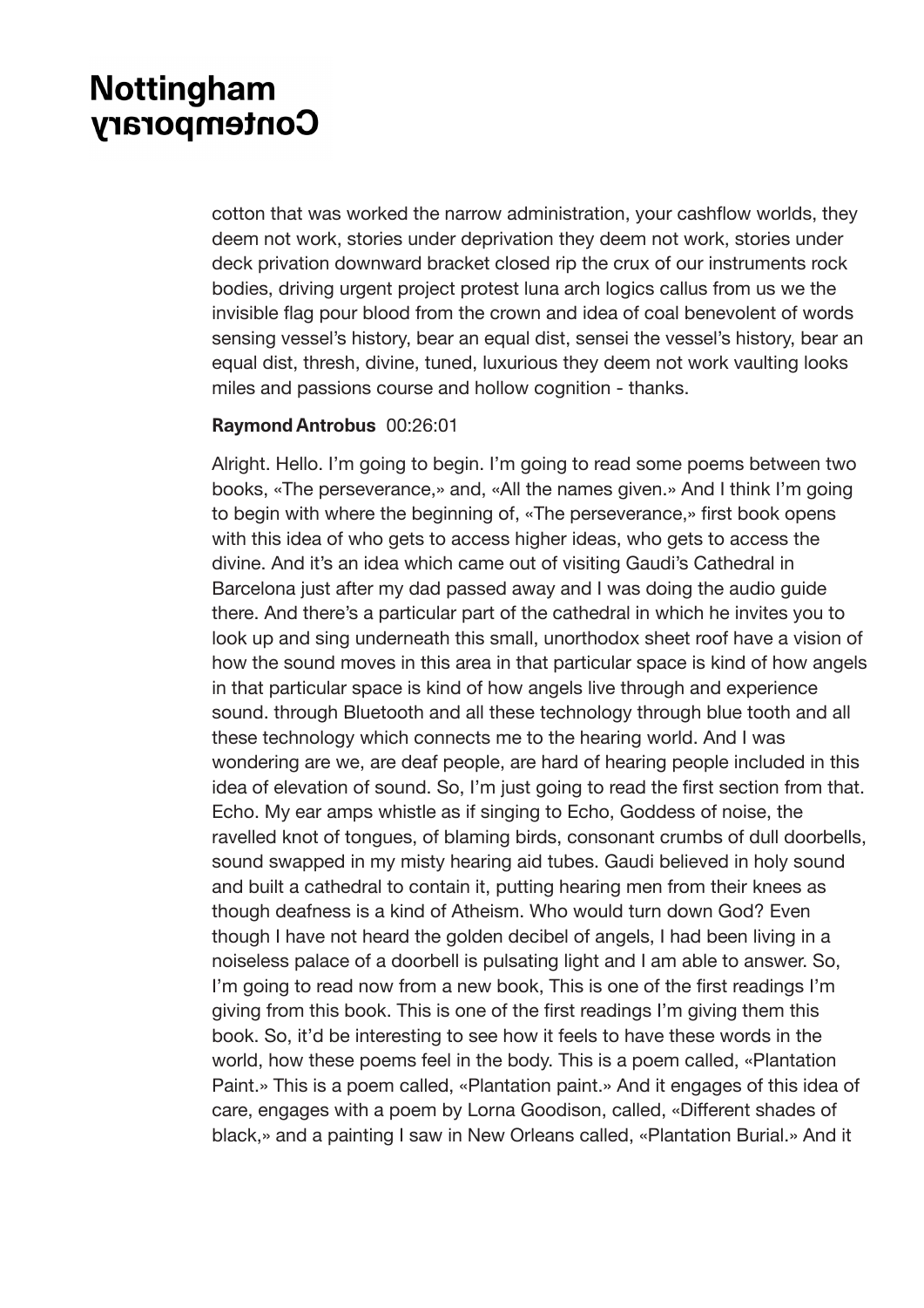cotton that was worked the narrow administration, your cashflow worlds, they deem not work, stories under deprivation they deem not work, stories under deck privation downward bracket closed rip the crux of our instruments rock bodies, driving urgent project protest luna arch logics callus from us we the invisible flag pour blood from the crown and idea of coal benevolent of words sensing vessel's history, bear an equal dist, sensei the vessel's history, bear an equal dist, thresh, divine, tuned, luxurious they deem not work vaulting looks miles and passions course and hollow cognition - thanks.

**Raymond Antrobus** 00:26:01

Alright. Hello. I'm going to begin. I'm going to read some poems between two books, «The perseverance,» and, «All the names given.» And I think I'm going to begin with where the beginning of, «The perseverance,» first book opens with this idea of who gets to access higher ideas, who gets to access the divine. And it's an idea which came out of visiting Gaudi's Cathedral in Barcelona just after my dad passed away and I was doing the audio guide there. And there's a particular part of the cathedral in which he invites you to look up and sing underneath this small, unorthodox sheet roof have a vision of how the sound moves in this area in that particular space is kind of how angels in that particular space is kind of how angels live through and experience sound. through Bluetooth and all these technology through blue tooth and all these technology which connects me to the hearing world. And I was wondering are we, are deaf people, are hard of hearing people included in this idea of elevation of sound. So, I'm just going to read the first section from that. Echo. My ear amps whistle as if singing to Echo, Goddess of noise, the ravelled knot of tongues, of blaming birds, consonant crumbs of dull doorbells, sound swapped in my misty hearing aid tubes. Gaudi believed in holy sound and built a cathedral to contain it, putting hearing men from their knees as though deafness is a kind of Atheism. Who would turn down God? Even though I have not heard the golden decibel of angels, I had been living in a noiseless palace of a doorbell is pulsating light and I am able to answer. So, I'm going to read now from a new book, This is one of the first readings I'm giving from this book. This is one of the first readings I'm giving them this book. So, it'd be interesting to see how it feels to have these words in the world, how these poems feel in the body. This is a poem called, «Plantation Paint.» This is a poem called, «Plantation paint.» And it engages of this idea of care, engages with a poem by Lorna Goodison, called, «Different shades of black,» and a painting I saw in New Orleans called, «Plantation Burial.» And it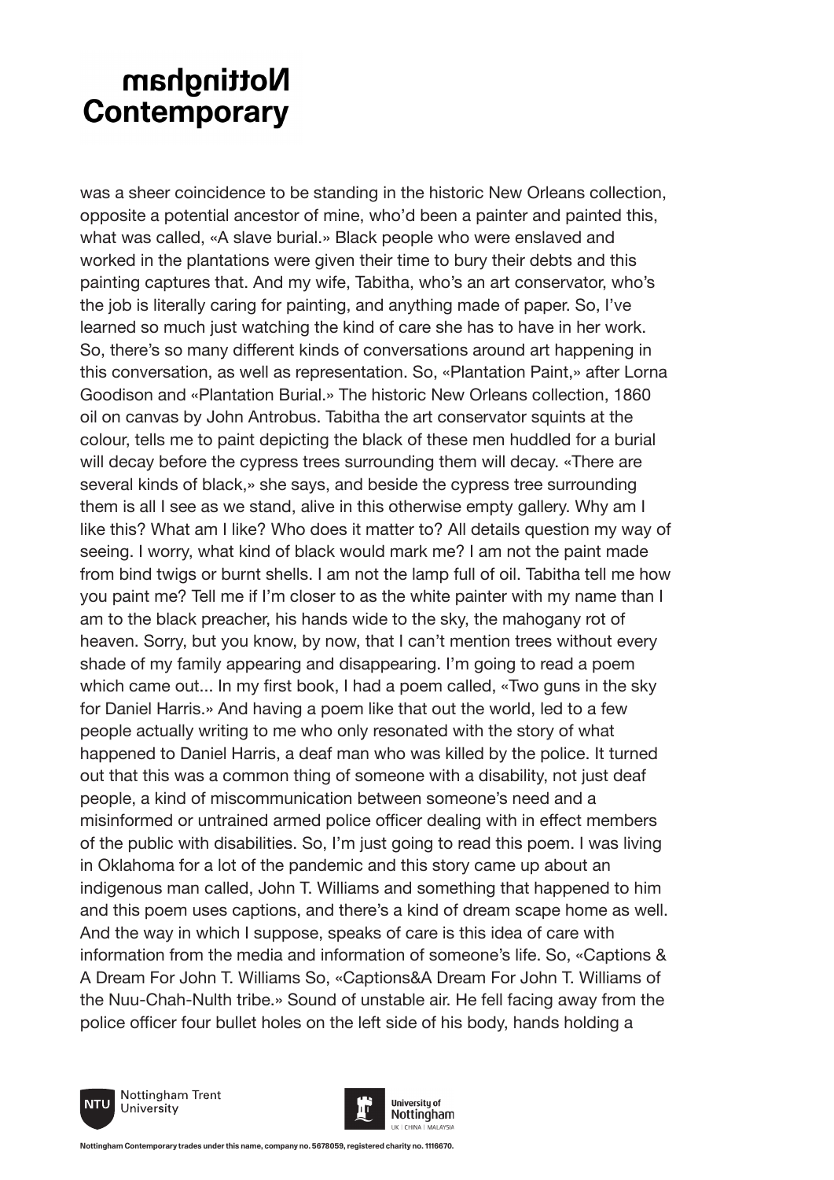was a sheer coincidence to be standing in the historic New Orleans collection, opposite a potential ancestor of mine, who'd been a painter and painted this, what was called, «A slave burial.» Black people who were enslaved and worked in the plantations were given their time to bury their debts and this painting captures that. And my wife, Tabitha, who's an art conservator, who's the job is literally caring for painting, and anything made of paper. So, I've learned so much just watching the kind of care she has to have in her work. So, there's so many different kinds of conversations around art happening in this conversation, as well as representation. So, «Plantation Paint,» after Lorna Goodison and «Plantation Burial.» The historic New Orleans collection, 1860 oil on canvas by John Antrobus. Tabitha the art conservator squints at the colour, tells me to paint depicting the black of these men huddled for a burial will decay before the cypress trees surrounding them will decay. «There are several kinds of black,» she says, and beside the cypress tree surrounding them is all I see as we stand, alive in this otherwise empty gallery. Why am I like this? What am I like? Who does it matter to? All details question my way of seeing. I worry, what kind of black would mark me? I am not the paint made from bind twigs or burnt shells. I am not the lamp full of oil. Tabitha tell me how you paint me? Tell me if I'm closer to as the white painter with my name than I am to the black preacher, his hands wide to the sky, the mahogany rot of heaven. Sorry, but you know, by now, that I can't mention trees without every shade of my family appearing and disappearing. I'm going to read a poem which came out... In my first book, I had a poem called, «Two guns in the sky for Daniel Harris.» And having a poem like that out the world, led to a few people actually writing to me who only resonated with the story of what happened to Daniel Harris, a deaf man who was killed by the police. It turned out that this was a common thing of someone with a disability, not just deaf people, a kind of miscommunication between someone's need and a misinformed or untrained armed police officer dealing with in effect members of the public with disabilities. So, I'm just going to read this poem. I was living in Oklahoma for a lot of the pandemic and this story came up about an indigenous man called, John T. Williams and something that happened to him and this poem uses captions, and there's a kind of dream scape home as well. And the way in which I suppose, speaks of care is this idea of care with information from the media and information of someone's life. So, «Captions & A Dream For John T. Williams So, «Captions&A Dream For John T. Williams of the Nuu-Chah-Nulth tribe.» Sound of unstable air. He fell facing away from the police officer four bullet holes on the left side of his body, hands holding a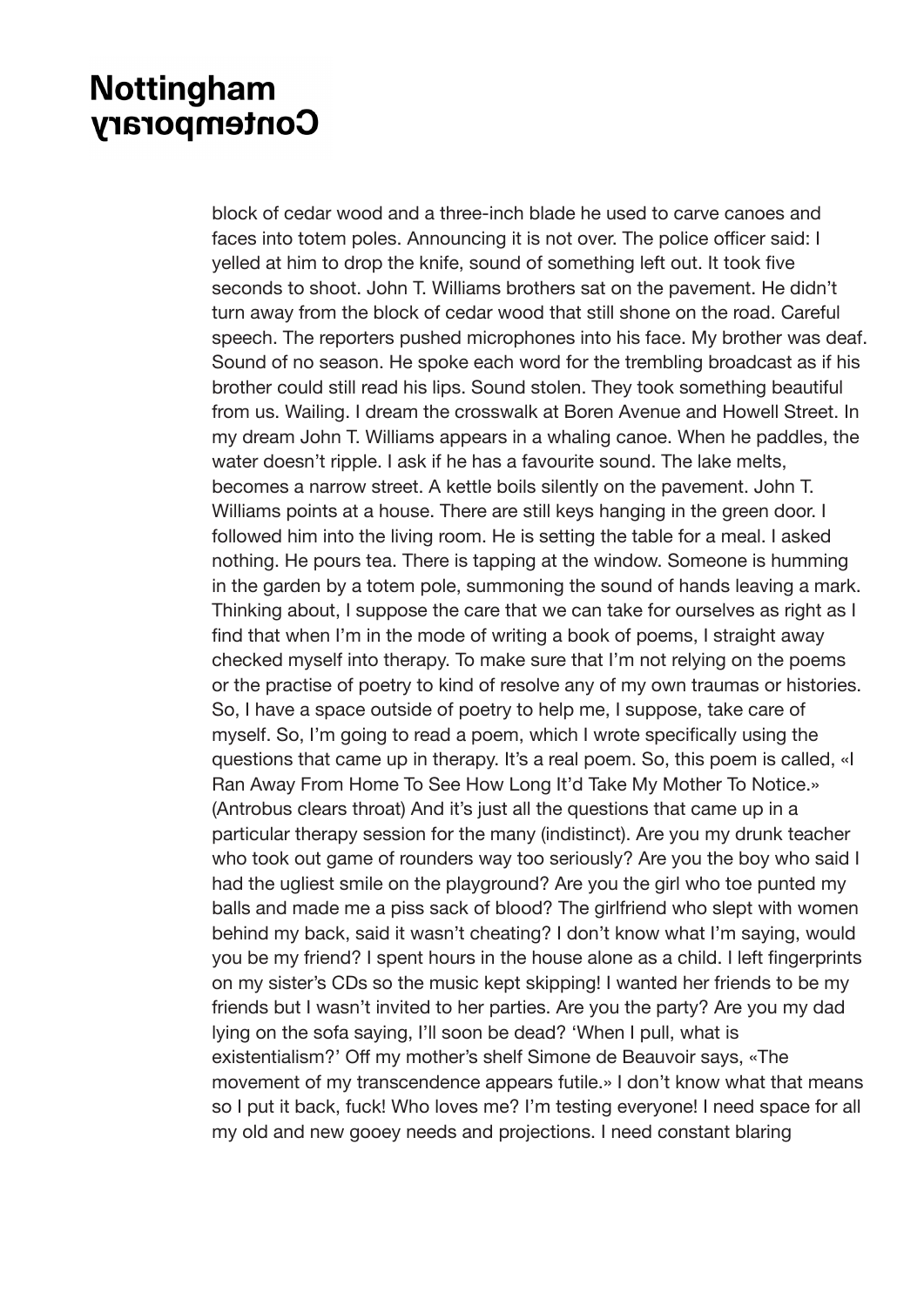block of cedar wood and a three-inch blade he used to carve canoes and faces into totem poles. Announcing it is not over. The police officer said: I yelled at him to drop the knife, sound of something left out. It took five seconds to shoot. John T. Williams brothers sat on the pavement. He didn't turn away from the block of cedar wood that still shone on the road. Careful speech. The reporters pushed microphones into his face. My brother was deaf. Sound of no season. He spoke each word for the trembling broadcast as if his brother could still read his lips. Sound stolen. They took something beautiful from us. Wailing. I dream the crosswalk at Boren Avenue and Howell Street. In my dream John T. Williams appears in a whaling canoe. When he paddles, the water doesn't ripple. I ask if he has a favourite sound. The lake melts, becomes a narrow street. A kettle boils silently on the pavement. John T. Williams points at a house. There are still keys hanging in the green door. I followed him into the living room. He is setting the table for a meal. I asked nothing. He pours tea. There is tapping at the window. Someone is humming in the garden by a totem pole, summoning the sound of hands leaving a mark. Thinking about, I suppose the care that we can take for ourselves as right as I find that when I'm in the mode of writing a book of poems, I straight away checked myself into therapy. To make sure that I'm not relying on the poems or the practise of poetry to kind of resolve any of my own traumas or histories. So, I have a space outside of poetry to help me, I suppose, take care of myself. So, I'm going to read a poem, which I wrote specifically using the questions that came up in therapy. It's a real poem. So, this poem is called, «I Ran Away From Home To See How Long It'd Take My Mother To Notice.» (Antrobus clears throat) And it's just all the questions that came up in a particular therapy session for the many (indistinct). Are you my drunk teacher who took out game of rounders way too seriously? Are you the boy who said I had the ugliest smile on the playground? Are you the girl who toe punted my balls and made me a piss sack of blood? The girlfriend who slept with women behind my back, said it wasn't cheating? I don't know what I'm saying, would you be my friend? I spent hours in the house alone as a child. I left fingerprints on my sister's CDs so the music kept skipping! I wanted her friends to be my friends but I wasn't invited to her parties. Are you the party? Are you my dad lying on the sofa saying, I'll soon be dead? 'When I pull, what is existentialism?' Off my mother's shelf Simone de Beauvoir says, «The movement of my transcendence appears futile.» I don't know what that means so I put it back, fuck! Who loves me? I'm testing everyone! I need space for all my old and new gooey needs and projections. I need constant blaring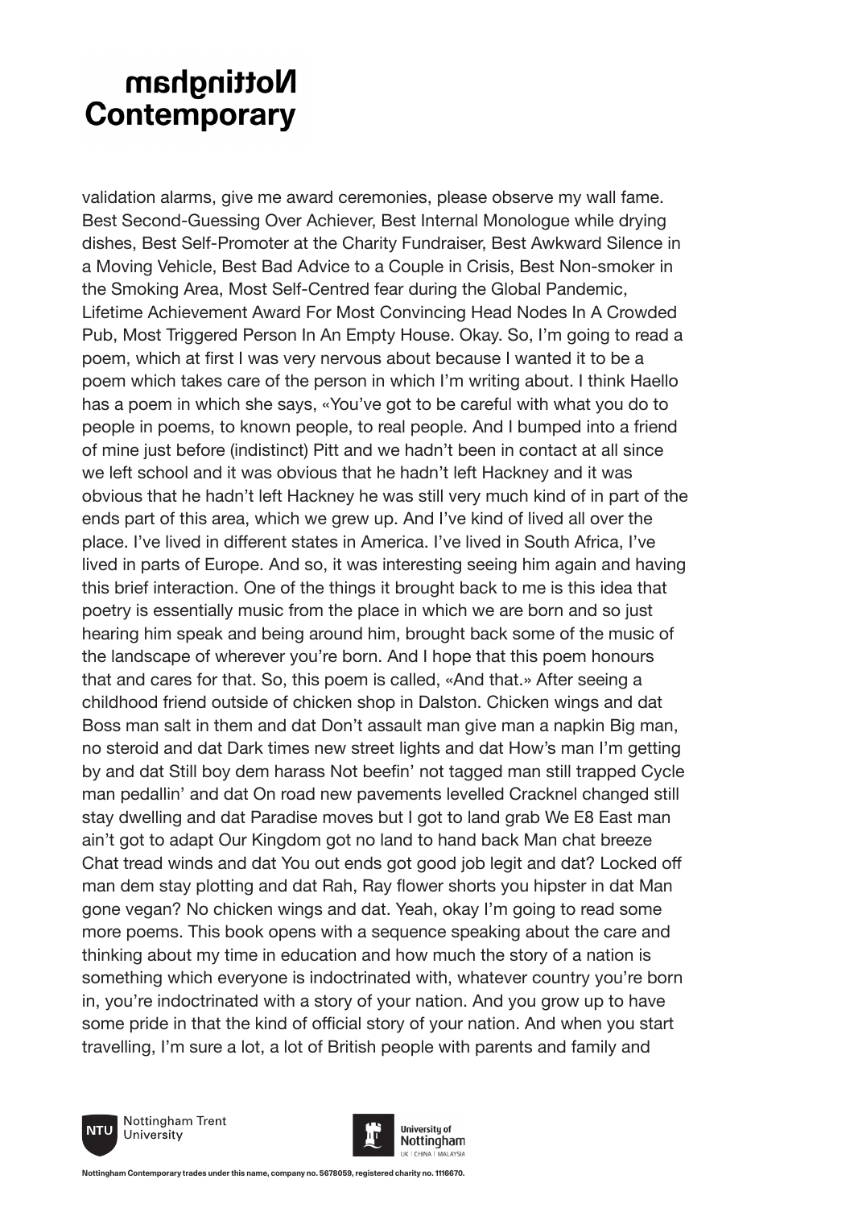validation alarms, give me award ceremonies, please observe my wall fame. Best Second-Guessing Over Achiever, Best Internal Monologue while drying dishes, Best Self-Promoter at the Charity Fundraiser, Best Awkward Silence in a Moving Vehicle, Best Bad Advice to a Couple in Crisis, Best Non-smoker in the Smoking Area, Most Self-Centred fear during the Global Pandemic, Lifetime Achievement Award For Most Convincing Head Nodes In A Crowded Pub, Most Triggered Person In An Empty House. Okay. So, I'm going to read a poem, which at first I was very nervous about because I wanted it to be a poem which takes care of the person in which I'm writing about. I think Haello has a poem in which she says, «You've got to be careful with what you do to people in poems, to known people, to real people. And I bumped into a friend of mine just before (indistinct) Pitt and we hadn't been in contact at all since we left school and it was obvious that he hadn't left Hackney and it was obvious that he hadn't left Hackney he was still very much kind of in part of the ends part of this area, which we grew up. And I've kind of lived all over the place. I've lived in different states in America. I've lived in South Africa, I've lived in parts of Europe. And so, it was interesting seeing him again and having this brief interaction. One of the things it brought back to me is this idea that poetry is essentially music from the place in which we are born and so just hearing him speak and being around him, brought back some of the music of the landscape of wherever you're born. And I hope that this poem honours that and cares for that. So, this poem is called, «And that.» After seeing a childhood friend outside of chicken shop in Dalston. Chicken wings and dat Boss man salt in them and dat Don't assault man give man a napkin Big man, no steroid and dat Dark times new street lights and dat How's man I'm getting by and dat Still boy dem harass Not beefin' not tagged man still trapped Cycle man pedallin' and dat On road new pavements levelled Cracknel changed still stay dwelling and dat Paradise moves but I got to land grab We E8 East man ain't got to adapt Our Kingdom got no land to hand back Man chat breeze Chat tread winds and dat You out ends got good job legit and dat? Locked off man dem stay plotting and dat Rah, Ray flower shorts you hipster in dat Man gone vegan? No chicken wings and dat. Yeah, okay I'm going to read some more poems. This book opens with a sequence speaking about the care and thinking about my time in education and how much the story of a nation is something which everyone is indoctrinated with, whatever country you're born in, you're indoctrinated with a story of your nation. And you grow up to have some pride in that the kind of official story of your nation. And when you start travelling, I'm sure a lot, a lot of British people with parents and family and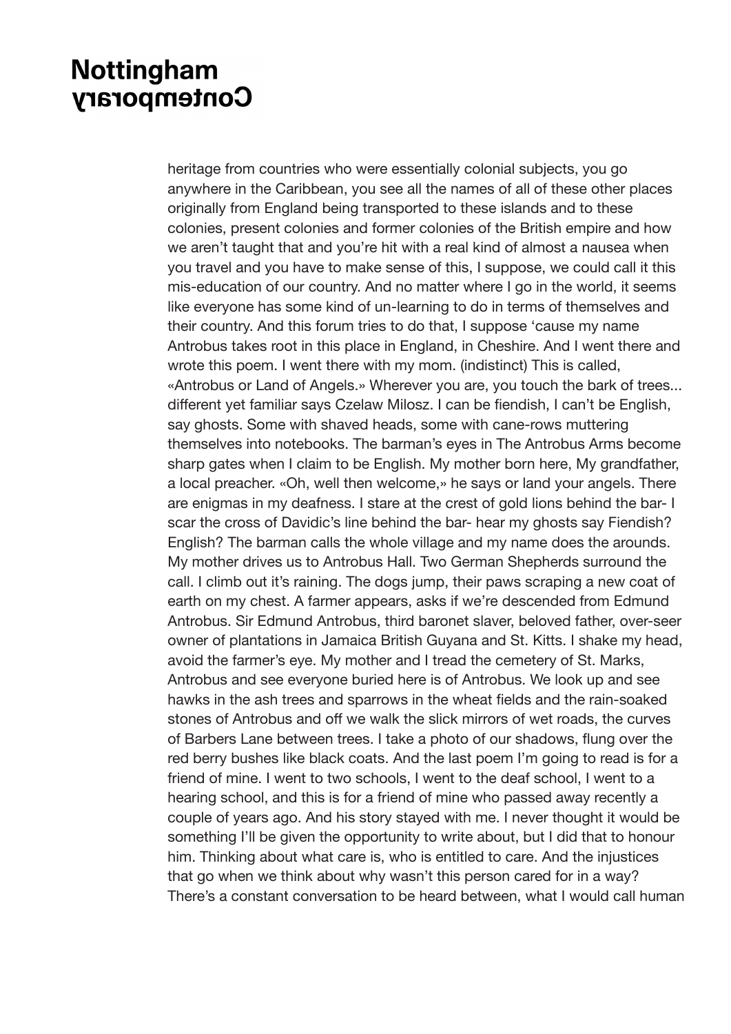heritage from countries who were essentially colonial subjects, you go anywhere in the Caribbean, you see all the names of all of these other places originally from England being transported to these islands and to these colonies, present colonies and former colonies of the British empire and how we aren't taught that and you're hit with a real kind of almost a nausea when you travel and you have to make sense of this, I suppose, we could call it this mis-education of our country. And no matter where I go in the world, it seems like everyone has some kind of un-learning to do in terms of themselves and their country. And this forum tries to do that, I suppose 'cause my name Antrobus takes root in this place in England, in Cheshire. And I went there and wrote this poem. I went there with my mom. (indistinct) This is called, «Antrobus or Land of Angels.» Wherever you are, you touch the bark of trees... different yet familiar says Czelaw Milosz. I can be fiendish, I can't be English, say ghosts. Some with shaved heads, some with cane-rows muttering themselves into notebooks. The barman's eyes in The Antrobus Arms become sharp gates when I claim to be English. My mother born here, My grandfather, a local preacher. «Oh, well then welcome,» he says or land your angels. There are enigmas in my deafness. I stare at the crest of gold lions behind the bar- I scar the cross of Davidic's line behind the bar- hear my ghosts say Fiendish? English? The barman calls the whole village and my name does the arounds. My mother drives us to Antrobus Hall. Two German Shepherds surround the call. I climb out it's raining. The dogs jump, their paws scraping a new coat of earth on my chest. A farmer appears, asks if we're descended from Edmund Antrobus. Sir Edmund Antrobus, third baronet slaver, beloved father, over-seer owner of plantations in Jamaica British Guyana and St. Kitts. I shake my head, avoid the farmer's eye. My mother and I tread the cemetery of St. Marks, Antrobus and see everyone buried here is of Antrobus. We look up and see hawks in the ash trees and sparrows in the wheat fields and the rain-soaked stones of Antrobus and off we walk the slick mirrors of wet roads, the curves of Barbers Lane between trees. I take a photo of our shadows, flung over the red berry bushes like black coats. And the last poem I'm going to read is for a friend of mine. I went to two schools, I went to the deaf school, I went to a hearing school, and this is for a friend of mine who passed away recently a couple of years ago. And his story stayed with me. I never thought it would be something I'll be given the opportunity to write about, but I did that to honour him. Thinking about what care is, who is entitled to care. And the injustices that go when we think about why wasn't this person cared for in a way? There's a constant conversation to be heard between, what I would call human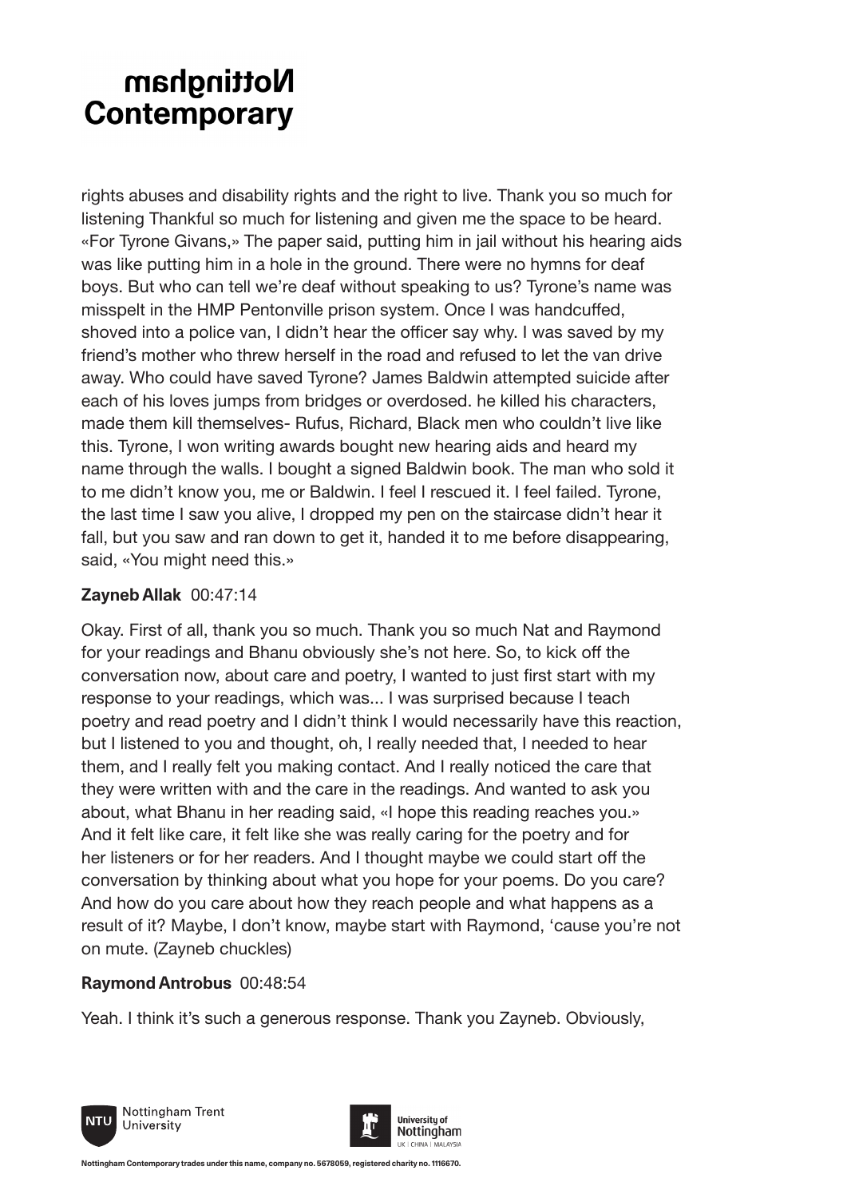rights abuses and disability rights and the right to live. Thank you so much for listening Thankful so much for listening and given me the space to be heard. «For Tyrone Givans,» The paper said, putting him in jail without his hearing aids was like putting him in a hole in the ground. There were no hymns for deaf boys. But who can tell we're deaf without speaking to us? Tyrone's name was misspelt in the HMP Pentonville prison system. Once I was handcuffed, shoved into a police van, I didn't hear the officer say why. I was saved by my friend's mother who threw herself in the road and refused to let the van drive away. Who could have saved Tyrone? James Baldwin attempted suicide after each of his loves jumps from bridges or overdosed. he killed his characters, made them kill themselves- Rufus, Richard, Black men who couldn't live like this. Tyrone, I won writing awards bought new hearing aids and heard my name through the walls. I bought a signed Baldwin book. The man who sold it to me didn't know you, me or Baldwin. I feel I rescued it. I feel failed. Tyrone, the last time I saw you alive, I dropped my pen on the staircase didn't hear it fall, but you saw and ran down to get it, handed it to me before disappearing, said, «You might need this.»

**Zayneb Allak** 00:47:14

Okay. First of all, thank you so much. Thank you so much Nat and Raymond for your readings and Bhanu obviously she's not here. So, to kick off the conversation now, about care and poetry, I wanted to just first start with my response to your readings, which was... I was surprised because I teach poetry and read poetry and I didn't think I would necessarily have this reaction, but I listened to you and thought, oh, I really needed that, I needed to hear them, and I really felt you making contact. And I really noticed the care that they were written with and the care in the readings. And wanted to ask you about, what Bhanu in her reading said, «I hope this reading reaches you.» And it felt like care, it felt like she was really caring for the poetry and for her listeners or for her readers. And I thought maybe we could start off the conversation by thinking about what you hope for your poems. Do you care? And how do you care about how they reach people and what happens as a result of it? Maybe, I don't know, maybe start with Raymond, 'cause you're not on mute. (Zayneb chuckles)

**Raymond Antrobus** 00:48:54

Yeah. I think it's such a generous response. Thank you Zayneb. Obviously,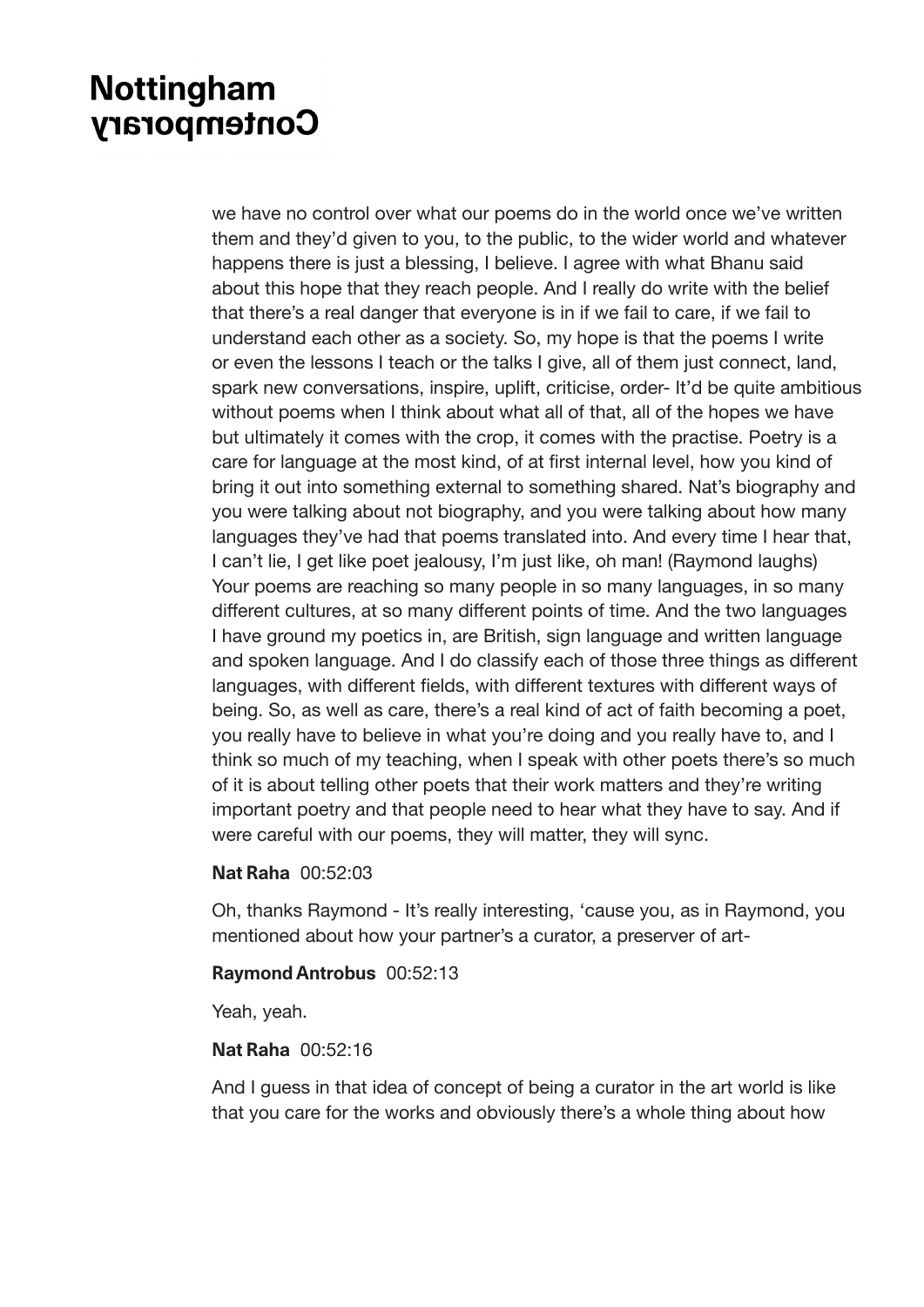we have no control over what our poems do in the world once we've written them and they'd given to you, to the public, to the wider world and whatever happens there is just a blessing, I believe. I agree with what Bhanu said about this hope that they reach people. And I really do write with the belief that there's a real danger that everyone is in if we fail to care, if we fail to understand each other as a society. So, my hope is that the poems I write or even the lessons I teach or the talks I give, all of them just connect, land, spark new conversations, inspire, uplift, criticise, order- It'd be quite ambitious without poems when I think about what all of that, all of the hopes we have but ultimately it comes with the crop, it comes with the practise. Poetry is a care for language at the most kind, of at first internal level, how you kind of bring it out into something external to something shared. Nat's biography and you were talking about not biography, and you were talking about how many languages they've had that poems translated into. And every time I hear that, I can't lie, I get like poet jealousy, I'm just like, oh man! (Raymond laughs) Your poems are reaching so many people in so many languages, in so many different cultures, at so many different points of time. And the two languages I have ground my poetics in, are British, sign language and written language and spoken language. And I do classify each of those three things as different languages, with different fields, with different textures with different ways of being. So, as well as care, there's a real kind of act of faith becoming a poet, you really have to believe in what you're doing and you really have to, and I think so much of my teaching, when I speak with other poets there's so much of it is about telling other poets that their work matters and they're writing important poetry and that people need to hear what they have to say. And if were careful with our poems, they will matter, they will sync.

**Nat Raha** 00:52:03

Oh, thanks Raymond - It's really interesting, 'cause you, as in Raymond, you mentioned about how your partner's a curator, a preserver of art-

**Raymond Antrobus** 00:52:13

Yeah, yeah.

**Nat Raha** 00:52:16

And I guess in that idea of concept of being a curator in the art world is like that you care for the works and obviously there's a whole thing about how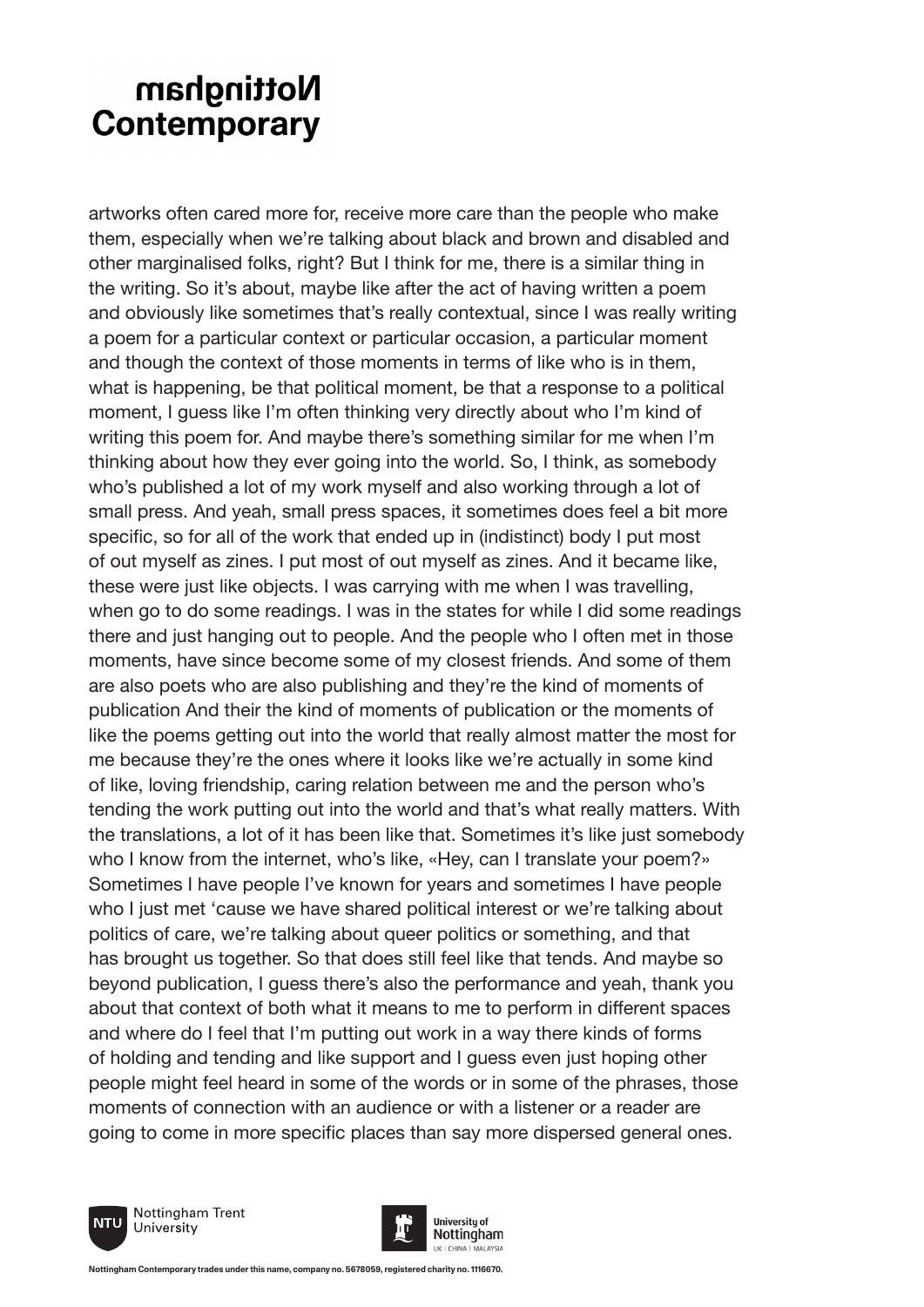artworks often cared more for, receive more care than the people who make them, especially when we're talking about black and brown and disabled and other marginalised folks, right? But I think for me, there is a similar thing in the writing. So it's about, maybe like after the act of having written a poem and obviously like sometimes that's really contextual, since I was really writing a poem for a particular context or particular occasion, a particular moment and though the context of those moments in terms of like who is in them, what is happening, be that political moment, be that a response to a political moment, I guess like I'm often thinking very directly about who I'm kind of writing this poem for. And maybe there's something similar for me when I'm thinking about how they ever going into the world. So, I think, as somebody who's published a lot of my work myself and also working through a lot of small press. And yeah, small press spaces, it sometimes does feel a bit more specific, so for all of the work that ended up in (indistinct) body I put most of out myself as zines. I put most of out myself as zines. And it became like, these were just like objects. I was carrying with me when I was travelling, when go to do some readings. I was in the states for while I did some readings there and just hanging out to people. And the people who I often met in those moments, have since become some of my closest friends. And some of them are also poets who are also publishing and they're the kind of moments of publication And their the kind of moments of publication or the moments of like the poems getting out into the world that really almost matter the most for me because they're the ones where it looks like we're actually in some kind of like, loving friendship, caring relation between me and the person who's tending the work putting out into the world and that's what really matters. With the translations, a lot of it has been like that. Sometimes it's like just somebody who I know from the internet, who's like, «Hey, can I translate your poem?» Sometimes I have people I've known for years and sometimes I have people who I just met 'cause we have shared political interest or we're talking about politics of care, we're talking about queer politics or something, and that has brought us together. So that does still feel like that tends. And maybe so beyond publication, I guess there's also the performance and yeah, thank you about that context of both what it means to me to perform in different spaces and where do I feel that I'm putting out work in a way there kinds of forms of holding and tending and like support and I guess even just hoping other people might feel heard in some of the words or in some of the phrases, those moments of connection with an audience or with a listener or a reader are going to come in more specific places than say more dispersed general ones.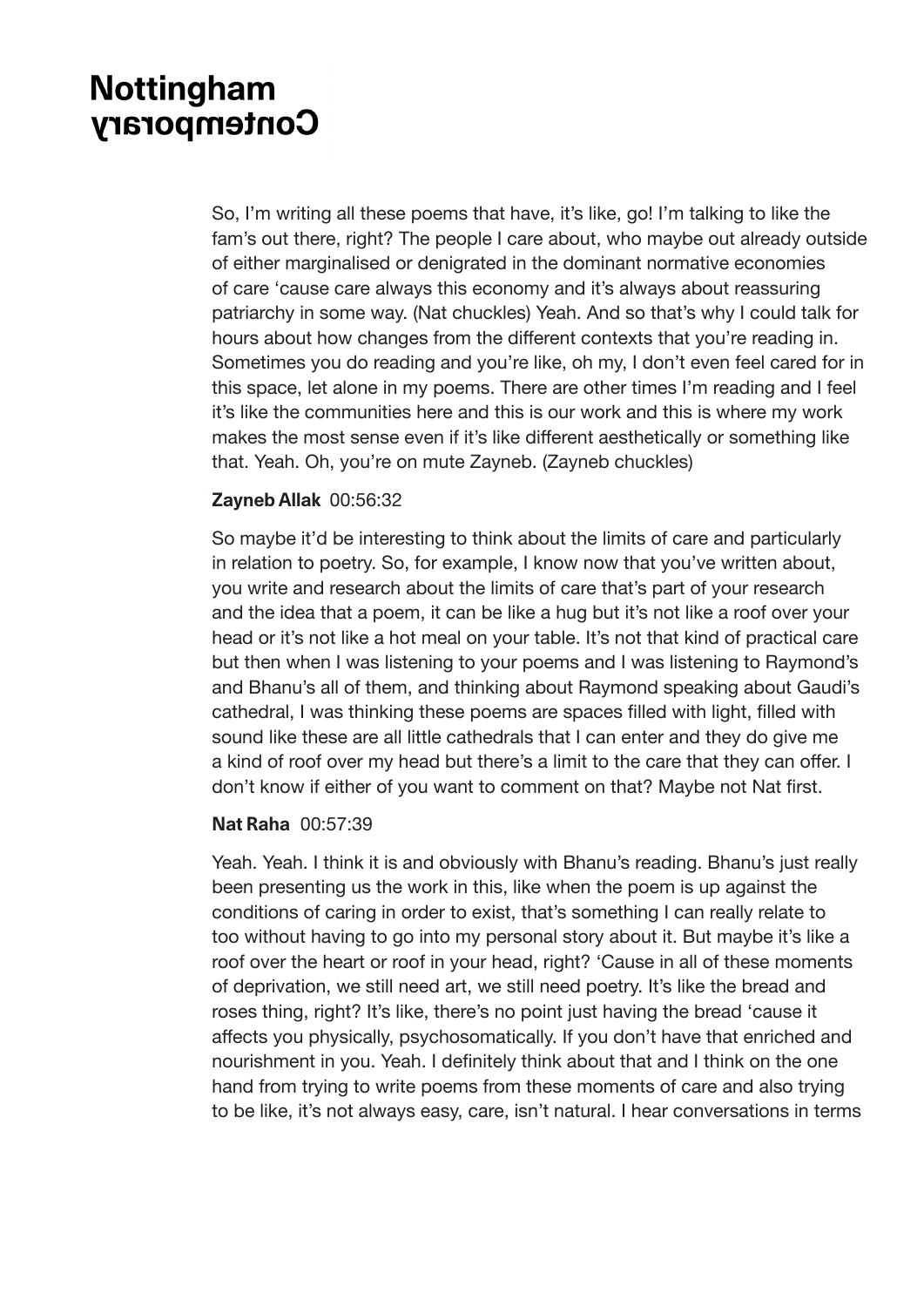So, I'm writing all these poems that have, it's like, go! I'm talking to like the fam's out there, right? The people I care about, who maybe out already outside of either marginalised or denigrated in the dominant normative economies of care 'cause care always this economy and it's always about reassuring patriarchy in some way. (Nat chuckles) Yeah. And so that's why I could talk for hours about how changes from the different contexts that you're reading in. Sometimes you do reading and you're like, oh my, I don't even feel cared for in this space, let alone in my poems. There are other times I'm reading and I feel it's like the communities here and this is our work and this is where my work makes the most sense even if it's like different aesthetically or something like that. Yeah. Oh, you're on mute Zayneb. (Zayneb chuckles)

**Zayneb Allak** 00:56:32

So maybe it'd be interesting to think about the limits of care and particularly in relation to poetry. So, for example, I know now that you've written about, you write and research about the limits of care that's part of your research and the idea that a poem, it can be like a hug but it's not like a roof over your head or it's not like a hot meal on your table. It's not that kind of practical care but then when I was listening to your poems and I was listening to Raymond's and Bhanu's all of them, and thinking about Raymond speaking about Gaudi's cathedral, I was thinking these poems are spaces filled with light, filled with sound like these are all little cathedrals that I can enter and they do give me a kind of roof over my head but there's a limit to the care that they can offer. I don't know if either of you want to comment on that? Maybe not Nat first.

**Nat Raha** 00:57:39

Yeah. Yeah. I think it is and obviously with Bhanu's reading. Bhanu's just really been presenting us the work in this, like when the poem is up against the conditions of caring in order to exist, that's something I can really relate to too without having to go into my personal story about it. But maybe it's like a roof over the heart or roof in your head, right? 'Cause in all of these moments of deprivation, we still need art, we still need poetry. It's like the bread and roses thing, right? It's like, there's no point just having the bread 'cause it affects you physically, psychosomatically. If you don't have that enriched and nourishment in you. Yeah. I definitely think about that and I think on the one hand from trying to write poems from these moments of care and also trying to be like, it's not always easy, care, isn't natural. I hear conversations in terms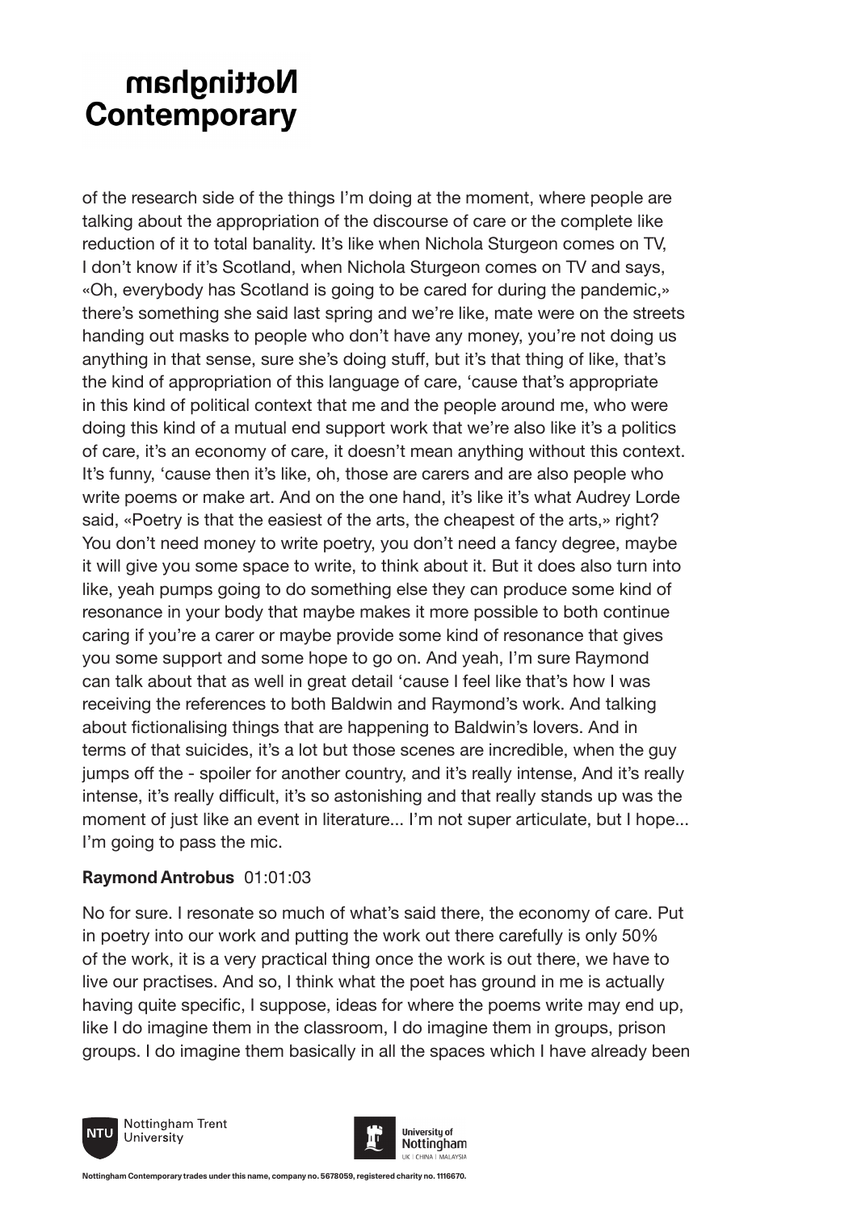of the research side of the things I'm doing at the moment, where people are talking about the appropriation of the discourse of care or the complete like reduction of it to total banality. It's like when Nichola Sturgeon comes on TV, I don't know if it's Scotland, when Nichola Sturgeon comes on TV and says, «Oh, everybody has Scotland is going to be cared for during the pandemic,» there's something she said last spring and we're like, mate were on the streets handing out masks to people who don't have any money, you're not doing us anything in that sense, sure she's doing stuff, but it's that thing of like, that's the kind of appropriation of this language of care, 'cause that's appropriate in this kind of political context that me and the people around me, who were doing this kind of a mutual end support work that we're also like it's a politics of care, it's an economy of care, it doesn't mean anything without this context. It's funny, 'cause then it's like, oh, those are carers and are also people who write poems or make art. And on the one hand, it's like it's what Audrey Lorde said, «Poetry is that the easiest of the arts, the cheapest of the arts,» right? You don't need money to write poetry, you don't need a fancy degree, maybe it will give you some space to write, to think about it. But it does also turn into like, yeah pumps going to do something else they can produce some kind of resonance in your body that maybe makes it more possible to both continue caring if you're a carer or maybe provide some kind of resonance that gives you some support and some hope to go on. And yeah, I'm sure Raymond can talk about that as well in great detail 'cause I feel like that's how I was receiving the references to both Baldwin and Raymond's work. And talking about fictionalising things that are happening to Baldwin's lovers. And in terms of that suicides, it's a lot but those scenes are incredible, when the guy jumps off the - spoiler for another country, and it's really intense, And it's really intense, it's really difficult, it's so astonishing and that really stands up was the moment of just like an event in literature... I'm not super articulate, but I hope... I'm going to pass the mic.

**Raymond Antrobus** 01:01:03

No for sure. I resonate so much of what's said there, the economy of care. Put in poetry into our work and putting the work out there carefully is only 50% of the work, it is a very practical thing once the work is out there, we have to live our practises. And so, I think what the poet has ground in me is actually having quite specific, I suppose, ideas for where the poems write may end up, like I do imagine them in the classroom, I do imagine them in groups, prison groups. I do imagine them basically in all the spaces which I have already been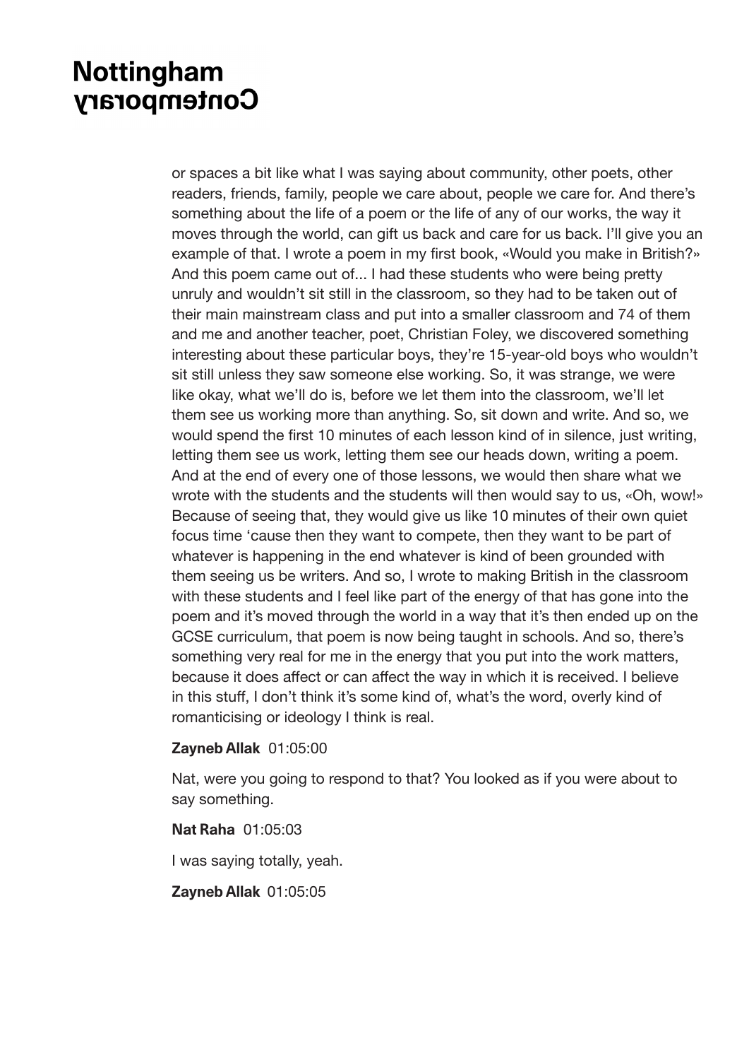or spaces a bit like what I was saying about community, other poets, other readers, friends, family, people we care about, people we care for. And there's something about the life of a poem or the life of any of our works, the way it moves through the world, can gift us back and care for us back. I'll give you an example of that. I wrote a poem in my first book, «Would you make in British?» And this poem came out of... I had these students who were being pretty unruly and wouldn't sit still in the classroom, so they had to be taken out of their main mainstream class and put into a smaller classroom and 74 of them and me and another teacher, poet, Christian Foley, we discovered something interesting about these particular boys, they're 15-year-old boys who wouldn't sit still unless they saw someone else working. So, it was strange, we were like okay, what we'll do is, before we let them into the classroom, we'll let them see us working more than anything. So, sit down and write. And so, we would spend the first 10 minutes of each lesson kind of in silence, just writing, letting them see us work, letting them see our heads down, writing a poem. And at the end of every one of those lessons, we would then share what we wrote with the students and the students will then would say to us, «Oh, wow!» Because of seeing that, they would give us like 10 minutes of their own quiet focus time 'cause then they want to compete, then they want to be part of whatever is happening in the end whatever is kind of been grounded with them seeing us be writers. And so, I wrote to making British in the classroom with these students and I feel like part of the energy of that has gone into the poem and it's moved through the world in a way that it's then ended up on the GCSE curriculum, that poem is now being taught in schools. And so, there's something very real for me in the energy that you put into the work matters, because it does affect or can affect the way in which it is received. I believe in this stuff, I don't think it's some kind of, what's the word, overly kind of romanticising or ideology I think is real.

**Zayneb Allak** 01:05:00

Nat, were you going to respond to that? You looked as if you were about to say something.

**Nat Raha** 01:05:03

I was saying totally, yeah.

**Zayneb Allak** 01:05:05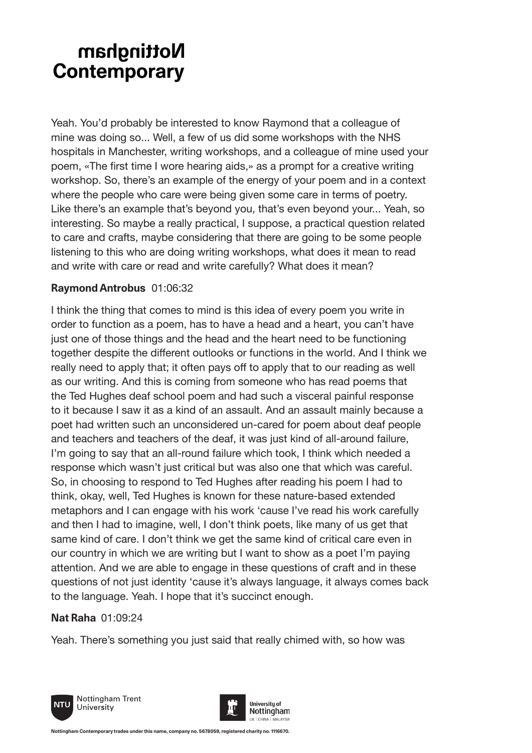Yeah. You'd probably be interested to know Raymond that a colleague of mine was doing so... Well, a few of us did some workshops with the NHS hospitals in Manchester, writing workshops, and a colleague of mine used your poem, «The first time I wore hearing aids,» as a prompt for a creative writing workshop. So, there's an example of the energy of your poem and in a context where the people who care were being given some care in terms of poetry. Like there's an example that's beyond you, that's even beyond your... Yeah, so interesting. So maybe a really practical, I suppose, a practical question related to care and crafts, maybe considering that there are going to be some people listening to this who are doing writing workshops, what does it mean to read and write with care or read and write carefully? What does it mean?

**Raymond Antrobus** 01:06:32

I think the thing that comes to mind is this idea of every poem you write in order to function as a poem, has to have a head and a heart, you can't have just one of those things and the head and the heart need to be functioning together despite the different outlooks or functions in the world. And I think we really need to apply that; it often pays off to apply that to our reading as well as our writing. And this is coming from someone who has read poems that the Ted Hughes deaf school poem and had such a visceral painful response to it because I saw it as a kind of an assault. And an assault mainly because a poet had written such an unconsidered un-cared for poem about deaf people and teachers and teachers of the deaf, it was just kind of all-around failure, I'm going to say that an all-round failure which took, I think which needed a response which wasn't just critical but was also one that which was careful. So, in choosing to respond to Ted Hughes after reading his poem I had to think, okay, well, Ted Hughes is known for these nature-based extended metaphors and I can engage with his work 'cause I've read his work carefully and then I had to imagine, well, I don't think poets, like many of us get that same kind of care. I don't think we get the same kind of critical care even in our country in which we are writing but I want to show as a poet I'm paying attention. And we are able to engage in these questions of craft and in these questions of not just identity 'cause it's always language, it always comes back to the language. Yeah. I hope that it's succinct enough.

**Nat Raha** 01:09:24

Yeah. There's something you just said that really chimed with, so how was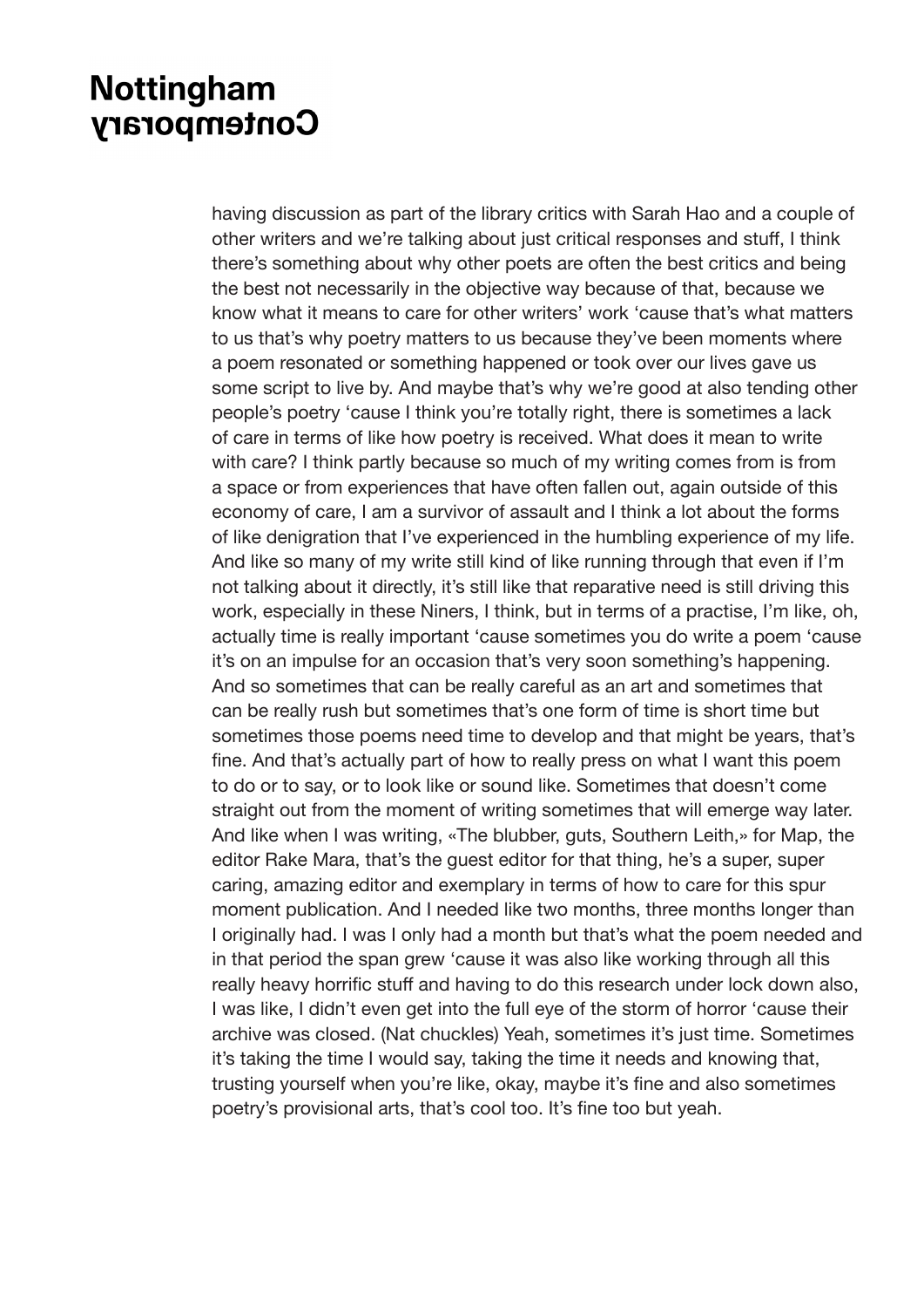having discussion as part of the library critics with Sarah Hao and a couple of other writers and we're talking about just critical responses and stuff, I think there's something about why other poets are often the best critics and being the best not necessarily in the objective way because of that, because we know what it means to care for other writers' work 'cause that's what matters to us that's why poetry matters to us because they've been moments where a poem resonated or something happened or took over our lives gave us some script to live by. And maybe that's why we're good at also tending other people's poetry 'cause I think you're totally right, there is sometimes a lack of care in terms of like how poetry is received. What does it mean to write with care? I think partly because so much of my writing comes from is from a space or from experiences that have often fallen out, again outside of this economy of care, I am a survivor of assault and I think a lot about the forms of like denigration that I've experienced in the humbling experience of my life. And like so many of my write still kind of like running through that even if I'm not talking about it directly, it's still like that reparative need is still driving this work, especially in these Niners, I think, but in terms of a practise, I'm like, oh, actually time is really important 'cause sometimes you do write a poem 'cause it's on an impulse for an occasion that's very soon something's happening. And so sometimes that can be really careful as an art and sometimes that can be really rush but sometimes that's one form of time is short time but sometimes those poems need time to develop and that might be years, that's fine. And that's actually part of how to really press on what I want this poem to do or to say, or to look like or sound like. Sometimes that doesn't come straight out from the moment of writing sometimes that will emerge way later. And like when I was writing, «The blubber, guts, Southern Leith,» for Map, the editor Rake Mara, that's the guest editor for that thing, he's a super, super caring, amazing editor and exemplary in terms of how to care for this spur moment publication. And I needed like two months, three months longer than I originally had. I was I only had a month but that's what the poem needed and in that period the span grew 'cause it was also like working through all this really heavy horrific stuff and having to do this research under lock down also, I was like, I didn't even get into the full eye of the storm of horror 'cause their archive was closed. (Nat chuckles) Yeah, sometimes it's just time. Sometimes it's taking the time I would say, taking the time it needs and knowing that, trusting yourself when you're like, okay, maybe it's fine and also sometimes poetry's provisional arts, that's cool too. It's fine too but yeah.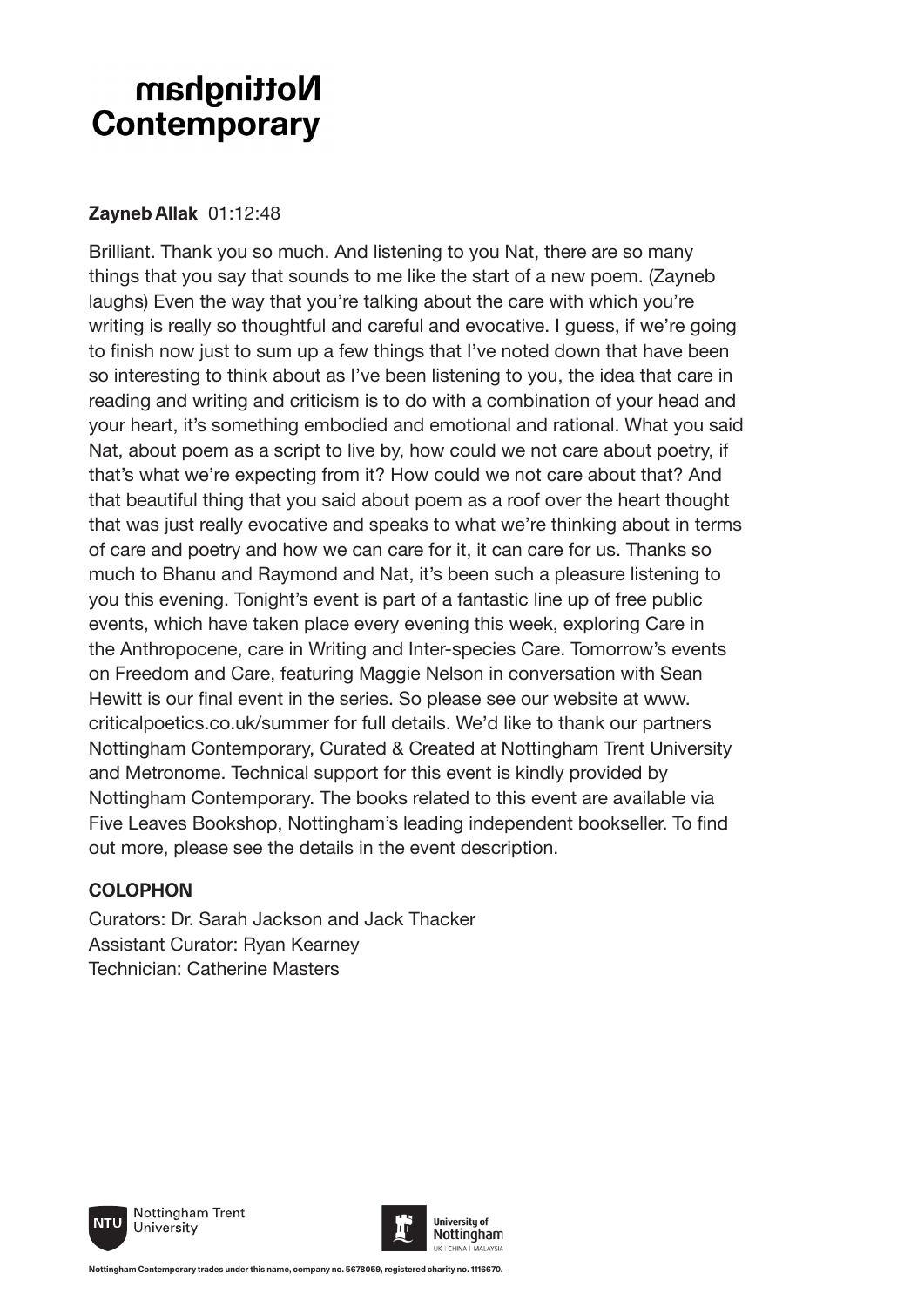**Zayneb Allak** 01:12:48

Brilliant. Thank you so much. And listening to you Nat, there are so many things that you say that sounds to me like the start of a new poem. (Zayneb laughs) Even the way that you're talking about the care with which you're writing is really so thoughtful and careful and evocative. I guess, if we're going to finish now just to sum up a few things that I've noted down that have been so interesting to think about as I've been listening to you, the idea that care in reading and writing and criticism is to do with a combination of your head and your heart, it's something embodied and emotional and rational. What you said Nat, about poem as a script to live by, how could we not care about poetry, if that's what we're expecting from it? How could we not care about that? And that beautiful thing that you said about poem as a roof over the heart thought that was just really evocative and speaks to what we're thinking about in terms of care and poetry and how we can care for it, it can care for us. Thanks so much to Bhanu and Raymond and Nat, it's been such a pleasure listening to you this evening. Tonight's event is part of a fantastic line up of free public events, which have taken place every evening this week, exploring Care in the Anthropocene, care in Writing and Inter-species Care. Tomorrow's events on Freedom and Care, featuring Maggie Nelson in conversation with Sean Hewitt is our final event in the series. So please see our website at www.criticalpoetics.co.uk/summer for full details. We'd like to thank our partners Nottingham Contemporary, Curated & Created at Nottingham Trent University and Metronome. Technical support for this event is kindly provided by Nottingham Contemporary. The books related to this event are available via Five Leaves Bookshop, Nottingham's leading independent bookseller. To find out more, please see the details in the event description.

**COLOPHON**

Curators: Dr. Sarah Jackson and Jack Thacker
Assistant Curator: Ryan Kearney
Technician: Catherine Masters

Nottingham Contemporary trades under this name, company no. 5678059, registered charity no. 1116670.